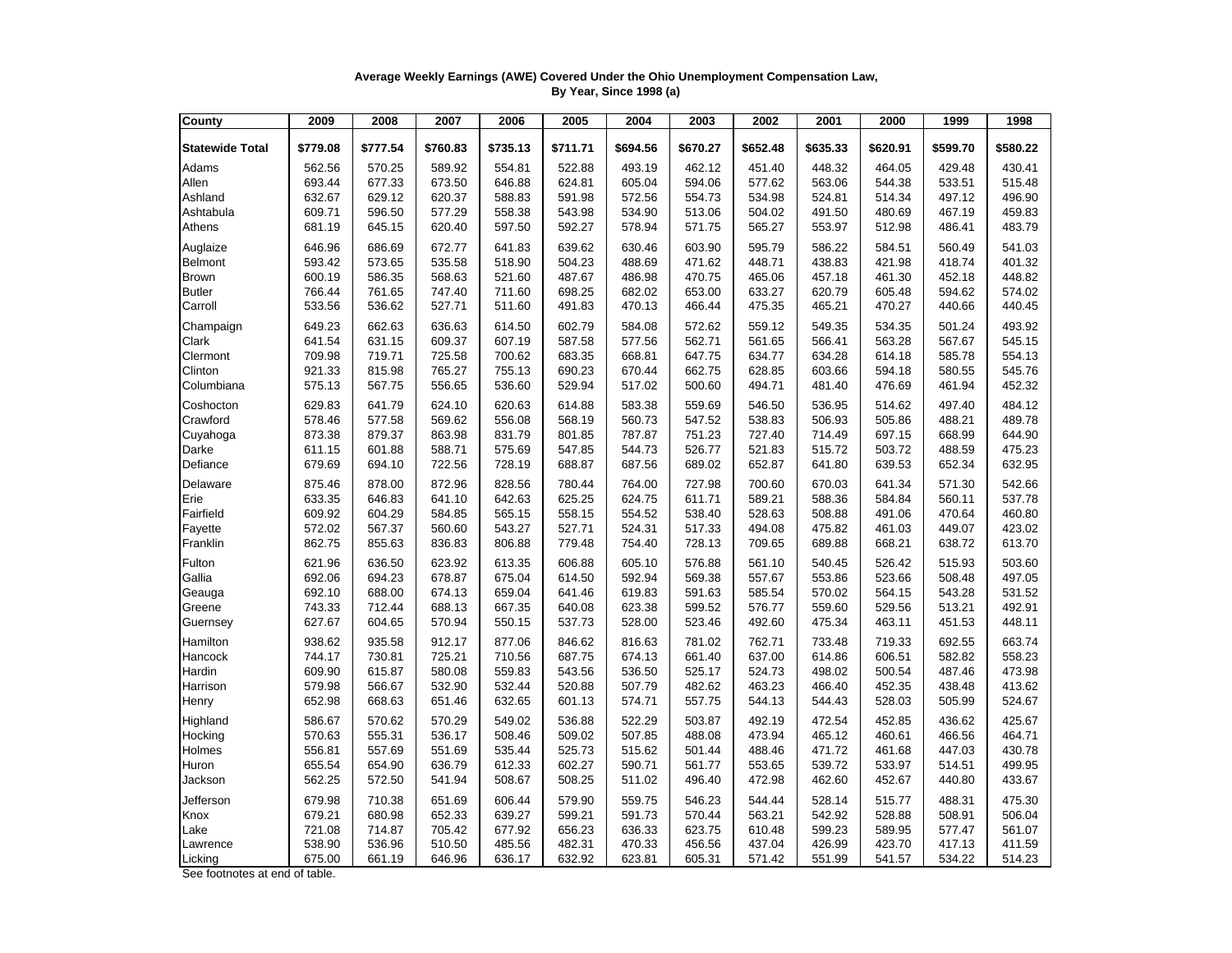**Average Weekly Earnings (AWE) Covered Under the Ohio Unemployment Compensation Law, By Year, Since 1998 (a)**

| County | 2009 | 2008 | 2007 | 2006 | 2005 | 2004 | 2003 | 2002 | 2001 | 2000 | 1999 | 1998 |
|---|---|---|---|---|---|---|---|---|---|---|---|---|
| **Statewide Total** | **$779.08** | **$777.54** | **$760.83** | **$735.13** | **$711.71** | **$694.56** | **$670.27** | **$652.48** | **$635.33** | **$620.91** | **$599.70** | **$580.22** |
| Adams | 562.56 | 570.25 | 589.92 | 554.81 | 522.88 | 493.19 | 462.12 | 451.40 | 448.32 | 464.05 | 429.48 | 430.41 |
| Allen | 693.44 | 677.33 | 673.50 | 646.88 | 624.81 | 605.04 | 594.06 | 577.62 | 563.06 | 544.38 | 533.51 | 515.48 |
| Ashland | 632.67 | 629.12 | 620.37 | 588.83 | 591.98 | 572.56 | 554.73 | 534.98 | 524.81 | 514.34 | 497.12 | 496.90 |
| Ashtabula | 609.71 | 596.50 | 577.29 | 558.38 | 543.98 | 534.90 | 513.06 | 504.02 | 491.50 | 480.69 | 467.19 | 459.83 |
| Athens | 681.19 | 645.15 | 620.40 | 597.50 | 592.27 | 578.94 | 571.75 | 565.27 | 553.97 | 512.98 | 486.41 | 483.79 |
| Auglaize | 646.96 | 686.69 | 672.77 | 641.83 | 639.62 | 630.46 | 603.90 | 595.79 | 586.22 | 584.51 | 560.49 | 541.03 |
| Belmont | 593.42 | 573.65 | 535.58 | 518.90 | 504.23 | 488.69 | 471.62 | 448.71 | 438.83 | 421.98 | 418.74 | 401.32 |
| Brown | 600.19 | 586.35 | 568.63 | 521.60 | 487.67 | 486.98 | 470.75 | 465.06 | 457.18 | 461.30 | 452.18 | 448.82 |
| Butler | 766.44 | 761.65 | 747.40 | 711.60 | 698.25 | 682.02 | 653.00 | 633.27 | 620.79 | 605.48 | 594.62 | 574.02 |
| Carroll | 533.56 | 536.62 | 527.71 | 511.60 | 491.83 | 470.13 | 466.44 | 475.35 | 465.21 | 470.27 | 440.66 | 440.45 |
| Champaign | 649.23 | 662.63 | 636.63 | 614.50 | 602.79 | 584.08 | 572.62 | 559.12 | 549.35 | 534.35 | 501.24 | 493.92 |
| Clark | 641.54 | 631.15 | 609.37 | 607.19 | 587.58 | 577.56 | 562.71 | 561.65 | 566.41 | 563.28 | 567.67 | 545.15 |
| Clermont | 709.98 | 719.71 | 725.58 | 700.62 | 683.35 | 668.81 | 647.75 | 634.77 | 634.28 | 614.18 | 585.78 | 554.13 |
| Clinton | 921.33 | 815.98 | 765.27 | 755.13 | 690.23 | 670.44 | 662.75 | 628.85 | 603.66 | 594.18 | 580.55 | 545.76 |
| Columbiana | 575.13 | 567.75 | 556.65 | 536.60 | 529.94 | 517.02 | 500.60 | 494.71 | 481.40 | 476.69 | 461.94 | 452.32 |
| Coshocton | 629.83 | 641.79 | 624.10 | 620.63 | 614.88 | 583.38 | 559.69 | 546.50 | 536.95 | 514.62 | 497.40 | 484.12 |
| Crawford | 578.46 | 577.58 | 569.62 | 556.08 | 568.19 | 560.73 | 547.52 | 538.83 | 506.93 | 505.86 | 488.21 | 489.78 |
| Cuyahoga | 873.38 | 879.37 | 863.98 | 831.79 | 801.85 | 787.87 | 751.23 | 727.40 | 714.49 | 697.15 | 668.99 | 644.90 |
| Darke | 611.15 | 601.88 | 588.71 | 575.69 | 547.85 | 544.73 | 526.77 | 521.83 | 515.72 | 503.72 | 488.59 | 475.23 |
| Defiance | 679.69 | 694.10 | 722.56 | 728.19 | 688.87 | 687.56 | 689.02 | 652.87 | 641.80 | 639.53 | 652.34 | 632.95 |
| Delaware | 875.46 | 878.00 | 872.96 | 828.56 | 780.44 | 764.00 | 727.98 | 700.60 | 670.03 | 641.34 | 571.30 | 542.66 |
| Erie | 633.35 | 646.83 | 641.10 | 642.63 | 625.25 | 624.75 | 611.71 | 589.21 | 588.36 | 584.84 | 560.11 | 537.78 |
| Fairfield | 609.92 | 604.29 | 584.85 | 565.15 | 558.15 | 554.52 | 538.40 | 528.63 | 508.88 | 491.06 | 470.64 | 460.80 |
| Fayette | 572.02 | 567.37 | 560.60 | 543.27 | 527.71 | 524.31 | 517.33 | 494.08 | 475.82 | 461.03 | 449.07 | 423.02 |
| Franklin | 862.75 | 855.63 | 836.83 | 806.88 | 779.48 | 754.40 | 728.13 | 709.65 | 689.88 | 668.21 | 638.72 | 613.70 |
| Fulton | 621.96 | 636.50 | 623.92 | 613.35 | 606.88 | 605.10 | 576.88 | 561.10 | 540.45 | 526.42 | 515.93 | 503.60 |
| Gallia | 692.06 | 694.23 | 678.87 | 675.04 | 614.50 | 592.94 | 569.38 | 557.67 | 553.86 | 523.66 | 508.48 | 497.05 |
| Geauga | 692.10 | 688.00 | 674.13 | 659.04 | 641.46 | 619.83 | 591.63 | 585.54 | 570.02 | 564.15 | 543.28 | 531.52 |
| Greene | 743.33 | 712.44 | 688.13 | 667.35 | 640.08 | 623.38 | 599.52 | 576.77 | 559.60 | 529.56 | 513.21 | 492.91 |
| Guernsey | 627.67 | 604.65 | 570.94 | 550.15 | 537.73 | 528.00 | 523.46 | 492.60 | 475.34 | 463.11 | 451.53 | 448.11 |
| Hamilton | 938.62 | 935.58 | 912.17 | 877.06 | 846.62 | 816.63 | 781.02 | 762.71 | 733.48 | 719.33 | 692.55 | 663.74 |
| Hancock | 744.17 | 730.81 | 725.21 | 710.56 | 687.75 | 674.13 | 661.40 | 637.00 | 614.86 | 606.51 | 582.82 | 558.23 |
| Hardin | 609.90 | 615.87 | 580.08 | 559.83 | 543.56 | 536.50 | 525.17 | 524.73 | 498.02 | 500.54 | 487.46 | 473.98 |
| Harrison | 579.98 | 566.67 | 532.90 | 532.44 | 520.88 | 507.79 | 482.62 | 463.23 | 466.40 | 452.35 | 438.48 | 413.62 |
| Henry | 652.98 | 668.63 | 651.46 | 632.65 | 601.13 | 574.71 | 557.75 | 544.13 | 544.43 | 528.03 | 505.99 | 524.67 |
| Highland | 586.67 | 570.62 | 570.29 | 549.02 | 536.88 | 522.29 | 503.87 | 492.19 | 472.54 | 452.85 | 436.62 | 425.67 |
| Hocking | 570.63 | 555.31 | 536.17 | 508.46 | 509.02 | 507.85 | 488.08 | 473.94 | 465.12 | 460.61 | 466.56 | 464.71 |
| Holmes | 556.81 | 557.69 | 551.69 | 535.44 | 525.73 | 515.62 | 501.44 | 488.46 | 471.72 | 461.68 | 447.03 | 430.78 |
| Huron | 655.54 | 654.90 | 636.79 | 612.33 | 602.27 | 590.71 | 561.77 | 553.65 | 539.72 | 533.97 | 514.51 | 499.95 |
| Jackson | 562.25 | 572.50 | 541.94 | 508.67 | 508.25 | 511.02 | 496.40 | 472.98 | 462.60 | 452.67 | 440.80 | 433.67 |
| Jefferson | 679.98 | 710.38 | 651.69 | 606.44 | 579.90 | 559.75 | 546.23 | 544.44 | 528.14 | 515.77 | 488.31 | 475.30 |
| Knox | 679.21 | 680.98 | 652.33 | 639.27 | 599.21 | 591.73 | 570.44 | 563.21 | 542.92 | 528.88 | 508.91 | 506.04 |
| Lake | 721.08 | 714.87 | 705.42 | 677.92 | 656.23 | 636.33 | 623.75 | 610.48 | 599.23 | 589.95 | 577.47 | 561.07 |
| Lawrence | 538.90 | 536.96 | 510.50 | 485.56 | 482.31 | 470.33 | 456.56 | 437.04 | 426.99 | 423.70 | 417.13 | 411.59 |
| Licking | 675.00 | 661.19 | 646.96 | 636.17 | 632.92 | 623.81 | 605.31 | 571.42 | 551.99 | 541.57 | 534.22 | 514.23 |

See footnotes at end of table.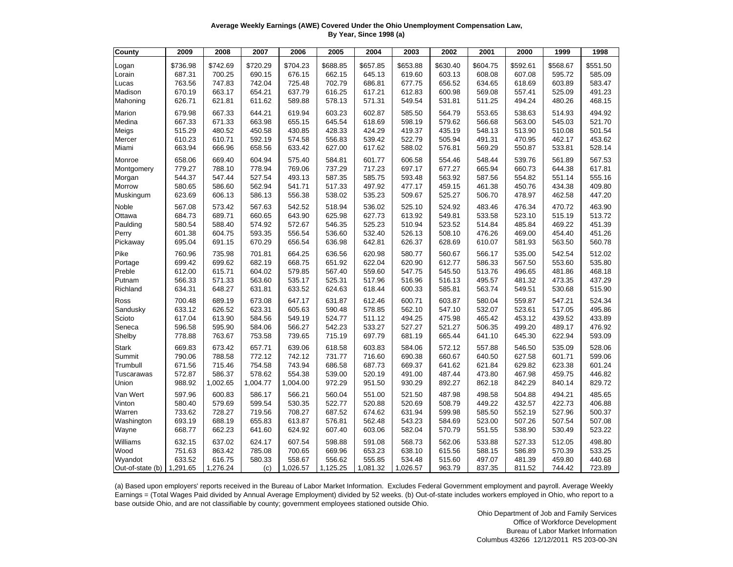**Average Weekly Earnings (AWE) Covered Under the Ohio Unemployment Compensation Law, By Year, Since 1998 (a)**

| County | 2009 | 2008 | 2007 | 2006 | 2005 | 2004 | 2003 | 2002 | 2001 | 2000 | 1999 | 1998 |
|---|---|---|---|---|---|---|---|---|---|---|---|---|
| Logan | $736.98 | $742.69 | $720.29 | $704.23 | $688.85 | $657.85 | $653.88 | $630.40 | $604.75 | $592.61 | $568.67 | $551.50 |
| Lorain | 687.31 | 700.25 | 690.15 | 676.15 | 662.15 | 645.13 | 619.60 | 603.13 | 608.08 | 607.08 | 595.72 | 585.09 |
| Lucas | 763.56 | 747.83 | 742.04 | 725.48 | 702.79 | 686.81 | 677.75 | 656.52 | 634.65 | 618.69 | 603.89 | 583.47 |
| Madison | 670.19 | 663.17 | 654.21 | 637.79 | 616.25 | 617.21 | 612.83 | 600.98 | 569.08 | 557.41 | 525.09 | 491.23 |
| Mahoning | 626.71 | 621.81 | 611.62 | 589.88 | 578.13 | 571.31 | 549.54 | 531.81 | 511.25 | 494.24 | 480.26 | 468.15 |
| Marion | 679.98 | 667.33 | 644.21 | 619.94 | 603.23 | 602.87 | 585.50 | 564.79 | 553.65 | 538.63 | 514.93 | 494.92 |
| Medina | 667.33 | 671.33 | 663.98 | 655.15 | 645.54 | 618.69 | 598.19 | 579.62 | 566.68 | 563.00 | 545.03 | 521.70 |
| Meigs | 515.29 | 480.52 | 450.58 | 430.85 | 428.33 | 424.29 | 419.37 | 435.19 | 548.13 | 513.90 | 510.08 | 501.54 |
| Mercer | 610.23 | 610.71 | 592.19 | 574.58 | 556.83 | 539.42 | 522.79 | 505.94 | 491.31 | 470.95 | 462.17 | 453.62 |
| Miami | 663.94 | 666.96 | 658.56 | 633.42 | 627.00 | 617.62 | 588.02 | 576.81 | 569.29 | 550.87 | 533.81 | 528.14 |
| Monroe | 658.06 | 669.40 | 604.94 | 575.40 | 584.81 | 601.77 | 606.58 | 554.46 | 548.44 | 539.76 | 561.89 | 567.53 |
| Montgomery | 779.27 | 788.10 | 778.94 | 769.06 | 737.29 | 717.23 | 697.17 | 677.27 | 665.94 | 660.73 | 644.38 | 617.81 |
| Morgan | 544.37 | 547.44 | 527.54 | 493.13 | 587.35 | 585.75 | 593.48 | 563.92 | 587.56 | 554.82 | 551.14 | 555.16 |
| Morrow | 580.65 | 586.60 | 562.94 | 541.71 | 517.33 | 497.92 | 477.17 | 459.15 | 461.38 | 450.76 | 434.38 | 409.80 |
| Muskingum | 623.69 | 606.13 | 586.13 | 556.38 | 538.02 | 535.23 | 509.67 | 525.27 | 506.70 | 478.97 | 462.58 | 447.20 |
| Noble | 567.08 | 573.42 | 567.63 | 542.52 | 518.94 | 536.02 | 525.10 | 524.92 | 483.46 | 476.34 | 470.72 | 463.90 |
| Ottawa | 684.73 | 689.71 | 660.65 | 643.90 | 625.98 | 627.73 | 613.92 | 549.81 | 533.58 | 523.10 | 515.19 | 513.72 |
| Paulding | 580.54 | 588.40 | 574.92 | 572.67 | 546.35 | 525.23 | 510.94 | 523.52 | 514.84 | 485.84 | 469.22 | 451.39 |
| Perry | 601.38 | 604.75 | 593.35 | 556.54 | 536.60 | 532.40 | 526.13 | 508.10 | 476.26 | 469.00 | 454.40 | 451.26 |
| Pickaway | 695.04 | 691.15 | 670.29 | 656.54 | 636.98 | 642.81 | 626.37 | 628.69 | 610.07 | 581.93 | 563.50 | 560.78 |
| Pike | 760.96 | 735.98 | 701.81 | 664.25 | 636.56 | 620.98 | 580.77 | 560.67 | 566.17 | 535.00 | 542.54 | 512.02 |
| Portage | 699.42 | 699.62 | 682.19 | 668.75 | 651.92 | 622.04 | 620.90 | 612.77 | 586.33 | 567.50 | 553.60 | 535.80 |
| Preble | 612.00 | 615.71 | 604.02 | 579.85 | 567.40 | 559.60 | 547.75 | 545.50 | 513.76 | 496.65 | 481.86 | 468.18 |
| Putnam | 566.33 | 571.33 | 563.60 | 535.17 | 525.31 | 517.96 | 516.96 | 516.13 | 495.57 | 481.32 | 473.35 | 437.29 |
| Richland | 634.31 | 648.27 | 631.81 | 633.52 | 624.63 | 618.44 | 600.33 | 585.81 | 563.74 | 549.51 | 530.68 | 515.90 |
| Ross | 700.48 | 689.19 | 673.08 | 647.17 | 631.87 | 612.46 | 600.71 | 603.87 | 580.04 | 559.87 | 547.21 | 524.34 |
| Sandusky | 633.12 | 626.52 | 623.31 | 605.63 | 590.48 | 578.85 | 562.10 | 547.10 | 532.07 | 523.61 | 517.05 | 495.86 |
| Scioto | 617.04 | 613.90 | 584.56 | 549.19 | 524.77 | 511.12 | 494.25 | 475.98 | 465.42 | 453.12 | 439.52 | 433.89 |
| Seneca | 596.58 | 595.90 | 584.06 | 566.27 | 542.23 | 533.27 | 527.27 | 521.27 | 506.35 | 499.20 | 489.17 | 476.92 |
| Shelby | 778.88 | 763.67 | 753.58 | 739.65 | 715.19 | 697.79 | 681.19 | 665.44 | 641.10 | 645.30 | 622.94 | 593.09 |
| Stark | 669.83 | 673.42 | 657.71 | 639.06 | 618.58 | 603.83 | 584.06 | 572.12 | 557.88 | 546.50 | 535.09 | 528.06 |
| Summit | 790.06 | 788.58 | 772.12 | 742.12 | 731.77 | 716.60 | 690.38 | 660.67 | 640.50 | 627.58 | 601.71 | 599.06 |
| Trumbull | 671.56 | 715.46 | 754.58 | 743.94 | 686.58 | 687.73 | 669.37 | 641.62 | 621.84 | 629.82 | 623.38 | 601.24 |
| Tuscarawas | 572.87 | 586.37 | 578.62 | 554.38 | 539.00 | 520.19 | 491.00 | 487.44 | 473.80 | 467.98 | 459.75 | 446.82 |
| Union | 988.92 | 1,002.65 | 1,004.77 | 1,004.00 | 972.29 | 951.50 | 930.29 | 892.27 | 862.18 | 842.29 | 840.14 | 829.72 |
| Van Wert | 597.96 | 600.83 | 586.17 | 566.21 | 560.04 | 551.00 | 521.50 | 487.98 | 498.58 | 504.88 | 494.21 | 485.65 |
| Vinton | 580.40 | 579.69 | 599.54 | 530.35 | 522.77 | 520.88 | 520.69 | 508.79 | 449.22 | 432.57 | 422.73 | 406.88 |
| Warren | 733.62 | 728.27 | 719.56 | 708.27 | 687.52 | 674.62 | 631.94 | 599.98 | 585.50 | 552.19 | 527.96 | 500.37 |
| Washington | 693.19 | 688.19 | 655.83 | 613.87 | 576.81 | 562.48 | 543.23 | 584.69 | 523.00 | 507.26 | 507.54 | 507.08 |
| Wayne | 668.77 | 662.23 | 641.60 | 624.92 | 607.40 | 603.06 | 582.04 | 570.79 | 551.55 | 538.90 | 530.49 | 523.22 |
| Williams | 632.15 | 637.02 | 624.17 | 607.54 | 598.88 | 591.08 | 568.73 | 562.06 | 533.88 | 527.33 | 512.05 | 498.80 |
| Wood | 751.63 | 863.42 | 785.08 | 700.65 | 669.96 | 653.23 | 638.10 | 615.56 | 588.15 | 586.89 | 570.39 | 533.25 |
| Wyandot | 633.52 | 616.75 | 580.33 | 558.67 | 556.62 | 555.85 | 534.48 | 515.60 | 497.07 | 481.39 | 459.80 | 440.68 |
| Out-of-state (b) | 1,291.65 | 1,276.24 | (c) | 1,026.57 | 1,125.25 | 1,081.32 | 1,026.57 | 963.79 | 837.35 | 811.52 | 744.42 | 723.89 |

(a) Based upon employers' reports received in the Bureau of Labor Market Information. Excludes Federal Government employment and payroll. Average Weekly Earnings = (Total Wages Paid divided by Annual Average Employment) divided by 52 weeks. (b) Out-of-state includes workers employed in Ohio, who report to a base outside Ohio, and are not classifiable by county; government employees stationed outside Ohio.

Ohio Department of Job and Family Services
Office of Workforce Development
Bureau of Labor Market Information
Columbus 43266 12/12/2011 RS 203-00-3N